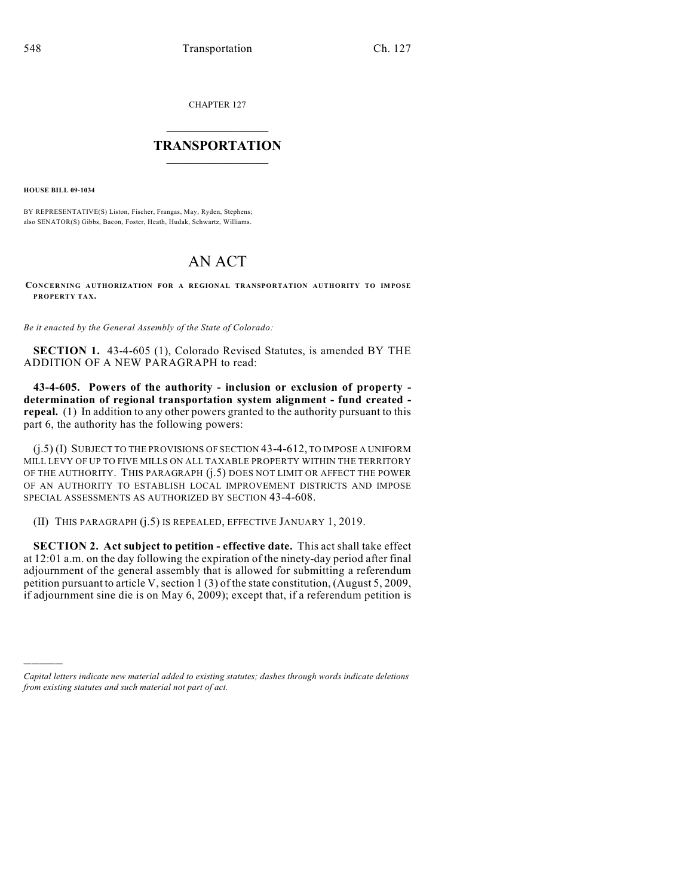CHAPTER 127

# TRANSPORTATION

**HOUSE BILL 09-1034**

BY REPRESENTATIVE(S) Liston, Fischer, Frangas, May, Ryden, Stephens; also SENATOR(S) Gibbs, Bacon, Foster, Heath, Hudak, Schwartz, Williams.

# AN ACT

**CONCERNING AUTHORIZATION FOR A REGIONAL TRANSPORTATION AUTHORITY TO IMPOSE PROPERTY TAX.**

*Be it enacted by the General Assembly of the State of Colorado:*

**SECTION 1.** 43-4-605 (1), Colorado Revised Statutes, is amended BY THE ADDITION OF A NEW PARAGRAPH to read:

**43-4-605. Powers of the authority - inclusion or exclusion of property - determination of regional transportation system alignment - fund created - repeal.** (1) In addition to any other powers granted to the authority pursuant to this part 6, the authority has the following powers:

(j.5) (I) SUBJECT TO THE PROVISIONS OF SECTION 43-4-612, TO IMPOSE A UNIFORM MILL LEVY OF UP TO FIVE MILLS ON ALL TAXABLE PROPERTY WITHIN THE TERRITORY OF THE AUTHORITY. THIS PARAGRAPH (j.5) DOES NOT LIMIT OR AFFECT THE POWER OF AN AUTHORITY TO ESTABLISH LOCAL IMPROVEMENT DISTRICTS AND IMPOSE SPECIAL ASSESSMENTS AS AUTHORIZED BY SECTION 43-4-608.

(II) THIS PARAGRAPH (j.5) IS REPEALED, EFFECTIVE JANUARY 1, 2019.

**SECTION 2. Act subject to petition - effective date.** This act shall take effect at 12:01 a.m. on the day following the expiration of the ninety-day period after final adjournment of the general assembly that is allowed for submitting a referendum petition pursuant to article V, section 1 (3) of the state constitution, (August 5, 2009, if adjournment sine die is on May 6, 2009); except that, if a referendum petition is

*Capital letters indicate new material added to existing statutes; dashes through words indicate deletions from existing statutes and such material not part of act.*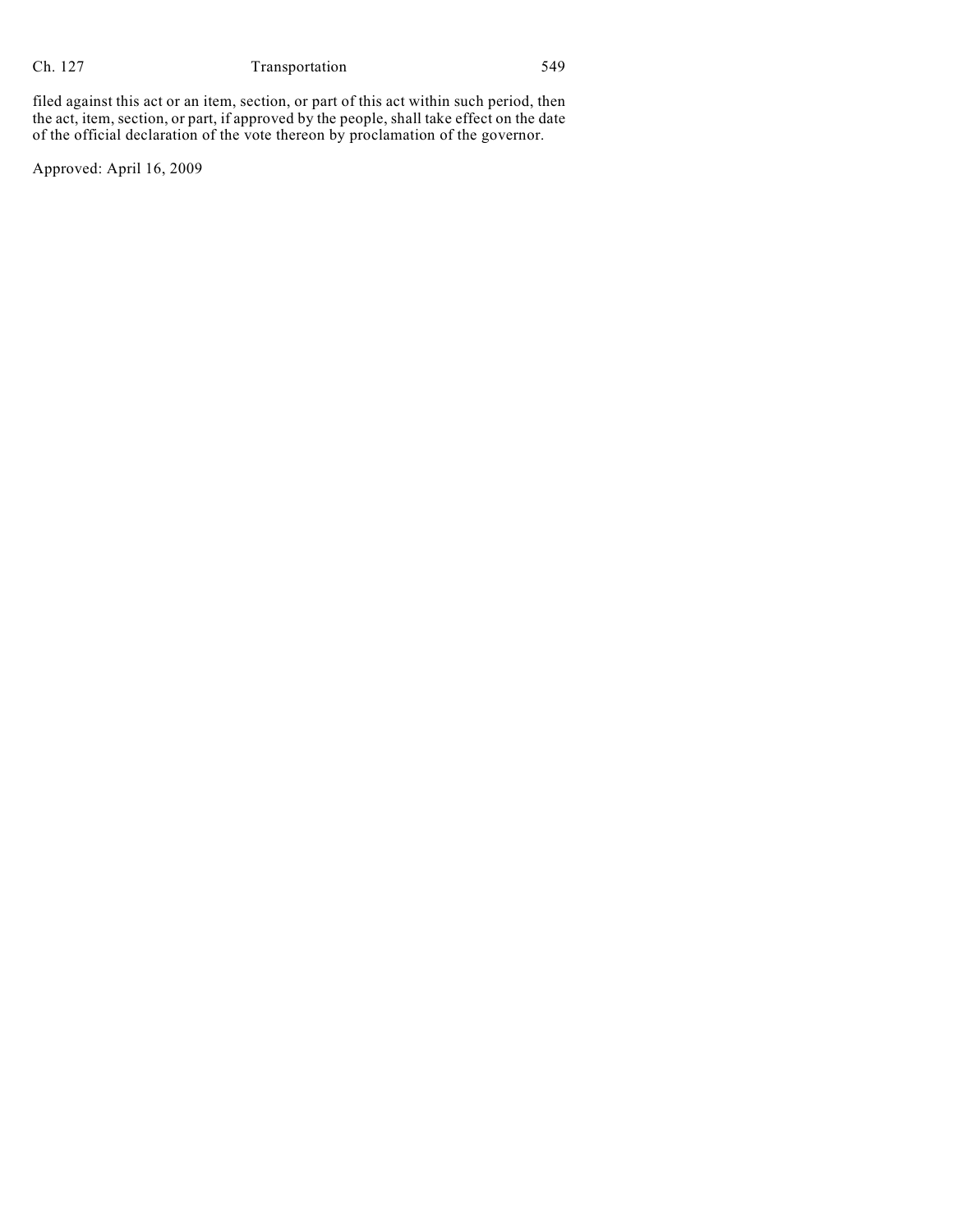filed against this act or an item, section, or part of this act within such period, then the act, item, section, or part, if approved by the people, shall take effect on the date of the official declaration of the vote thereon by proclamation of the governor.

Approved: April 16, 2009